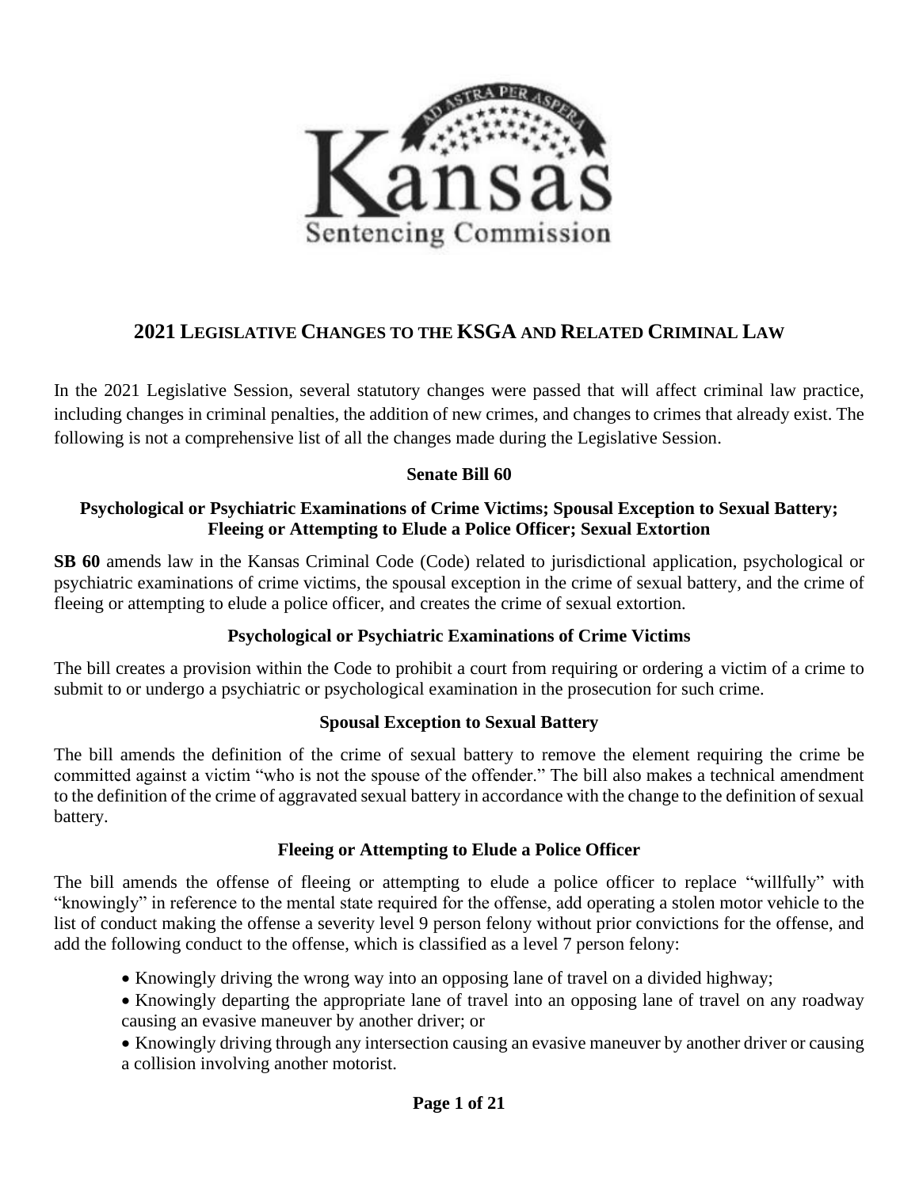# 2021 LEGISLATIVE CHANGES TO THE KSGA AND RELATED CRIMINAL LAW

In the 2021 Legislative Session, several statutory changes were passed that will affect criminal law practice, including changes in criminal penalties, the addition of new crimes, and changes to crimes that already exist. The following is not a comprehensive list of all the changes made during the Legislative Session.

## Senate Bill 60

### Psychological or Psychiatric Examinations of Crime Victims; Spousal Exception to Sexual Battery; Fleeing or Attempting to Elude a Police Officer; Sexual Extortion

**SB 60** amends law in the Kansas Criminal Code (Code) related to jurisdictional application, psychological or psychiatric examinations of crime victims, the spousal exception in the crime of sexual battery, and the crime of fleeing or attempting to elude a police officer, and creates the crime of sexual extortion.

#### Psychological or Psychiatric Examinations of Crime Victims

The bill creates a provision within the Code to prohibit a court from requiring or ordering a victim of a crime to submit to or undergo a psychiatric or psychological examination in the prosecution for such crime.

#### Spousal Exception to Sexual Battery

The bill amends the definition of the crime of sexual battery to remove the element requiring the crime be committed against a victim "who is not the spouse of the offender." The bill also makes a technical amendment to the definition of the crime of aggravated sexual battery in accordance with the change to the definition of sexual battery.

#### Fleeing or Attempting to Elude a Police Officer

The bill amends the offense of fleeing or attempting to elude a police officer to replace "willfully" with "knowingly" in reference to the mental state required for the offense, add operating a stolen motor vehicle to the list of conduct making the offense a severity level 9 person felony without prior convictions for the offense, and add the following conduct to the offense, which is classified as a level 7 person felony:

- Knowingly driving the wrong way into an opposing lane of travel on a divided highway;
- Knowingly departing the appropriate lane of travel into an opposing lane of travel on any roadway causing an evasive maneuver by another driver; or
- Knowingly driving through any intersection causing an evasive maneuver by another driver or causing a collision involving another motorist.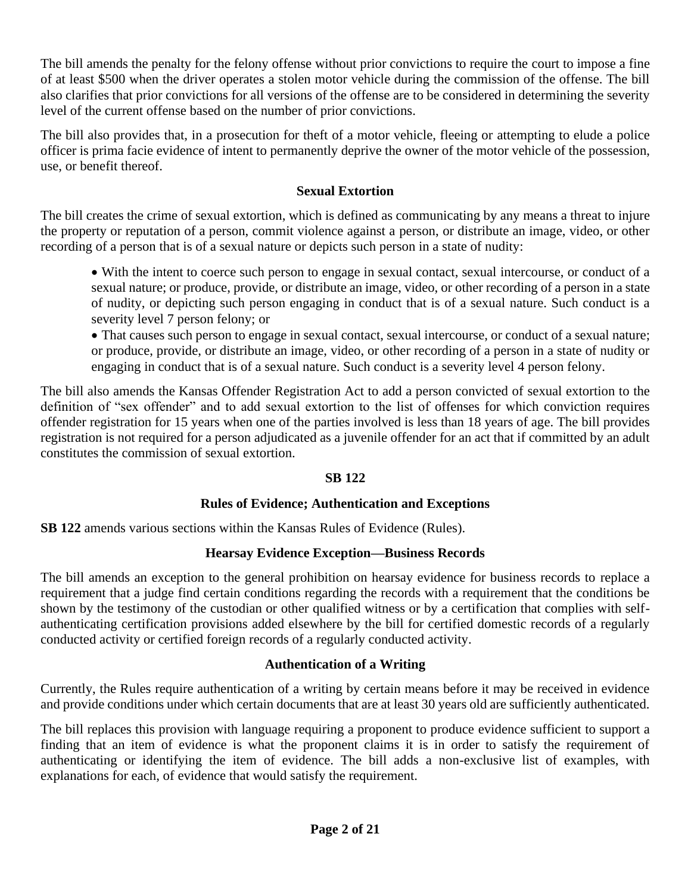The bill amends the penalty for the felony offense without prior convictions to require the court to impose a fine of at least $500 when the driver operates a stolen motor vehicle during the commission of the offense. The bill also clarifies that prior convictions for all versions of the offense are to be considered in determining the severity level of the current offense based on the number of prior convictions.

The bill also provides that, in a prosecution for theft of a motor vehicle, fleeing or attempting to elude a police officer is prima facie evidence of intent to permanently deprive the owner of the motor vehicle of the possession, use, or benefit thereof.

### Sexual Extortion

The bill creates the crime of sexual extortion, which is defined as communicating by any means a threat to injure the property or reputation of a person, commit violence against a person, or distribute an image, video, or other recording of a person that is of a sexual nature or depicts such person in a state of nudity:

- With the intent to coerce such person to engage in sexual contact, sexual intercourse, or conduct of a sexual nature; or produce, provide, or distribute an image, video, or other recording of a person in a state of nudity, or depicting such person engaging in conduct that is of a sexual nature. Such conduct is a severity level 7 person felony; or
- That causes such person to engage in sexual contact, sexual intercourse, or conduct of a sexual nature; or produce, provide, or distribute an image, video, or other recording of a person in a state of nudity or engaging in conduct that is of a sexual nature. Such conduct is a severity level 4 person felony.

The bill also amends the Kansas Offender Registration Act to add a person convicted of sexual extortion to the definition of "sex offender" and to add sexual extortion to the list of offenses for which conviction requires offender registration for 15 years when one of the parties involved is less than 18 years of age. The bill provides registration is not required for a person adjudicated as a juvenile offender for an act that if committed by an adult constitutes the commission of sexual extortion.

## SB 122

## Rules of Evidence; Authentication and Exceptions

**SB 122** amends various sections within the Kansas Rules of Evidence (Rules).

### Hearsay Evidence Exception—Business Records

The bill amends an exception to the general prohibition on hearsay evidence for business records to replace a requirement that a judge find certain conditions regarding the records with a requirement that the conditions be shown by the testimony of the custodian or other qualified witness or by a certification that complies with self-authenticating certification provisions added elsewhere by the bill for certified domestic records of a regularly conducted activity or certified foreign records of a regularly conducted activity.

### Authentication of a Writing

Currently, the Rules require authentication of a writing by certain means before it may be received in evidence and provide conditions under which certain documents that are at least 30 years old are sufficiently authenticated.

The bill replaces this provision with language requiring a proponent to produce evidence sufficient to support a finding that an item of evidence is what the proponent claims it is in order to satisfy the requirement of authenticating or identifying the item of evidence. The bill adds a non-exclusive list of examples, with explanations for each, of evidence that would satisfy the requirement.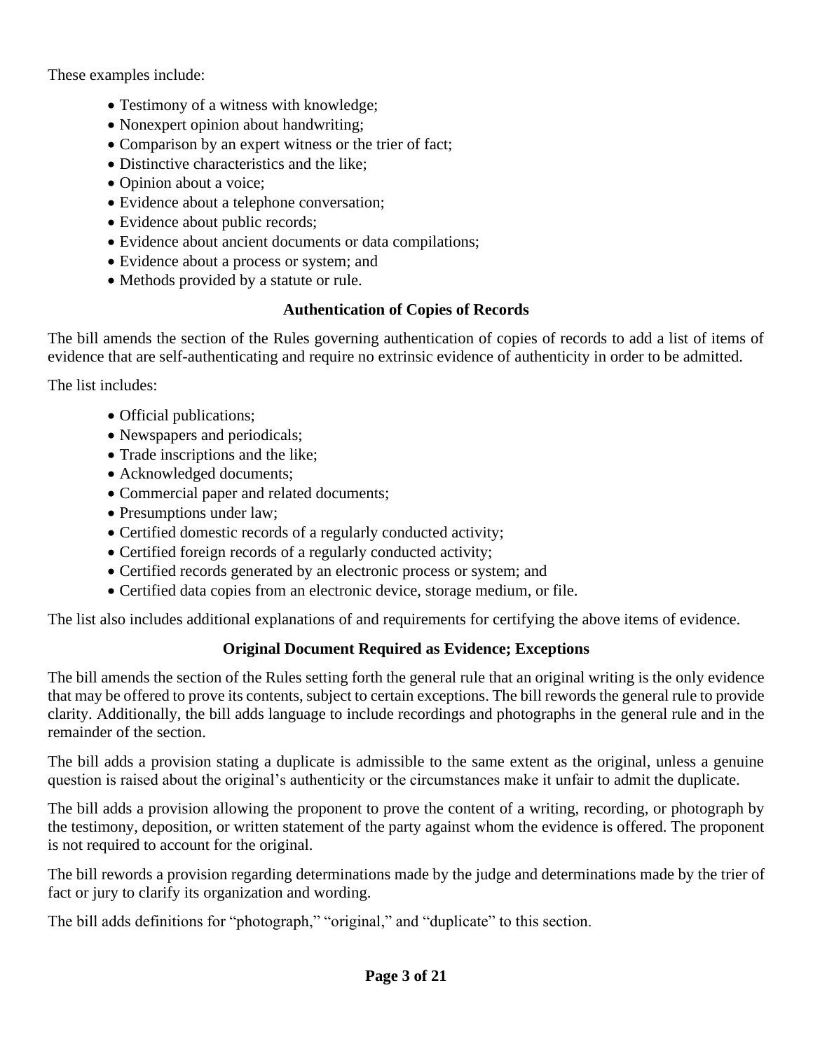These examples include:

- Testimony of a witness with knowledge;
- Nonexpert opinion about handwriting;
- Comparison by an expert witness or the trier of fact;
- Distinctive characteristics and the like;
- Opinion about a voice;
- Evidence about a telephone conversation;
- Evidence about public records;
- Evidence about ancient documents or data compilations;
- Evidence about a process or system; and
- Methods provided by a statute or rule.

### Authentication of Copies of Records

The bill amends the section of the Rules governing authentication of copies of records to add a list of items of evidence that are self-authenticating and require no extrinsic evidence of authenticity in order to be admitted.

The list includes:

- Official publications;
- Newspapers and periodicals;
- Trade inscriptions and the like;
- Acknowledged documents;
- Commercial paper and related documents;
- Presumptions under law;
- Certified domestic records of a regularly conducted activity;
- Certified foreign records of a regularly conducted activity;
- Certified records generated by an electronic process or system; and
- Certified data copies from an electronic device, storage medium, or file.

The list also includes additional explanations of and requirements for certifying the above items of evidence.

### Original Document Required as Evidence; Exceptions

The bill amends the section of the Rules setting forth the general rule that an original writing is the only evidence that may be offered to prove its contents, subject to certain exceptions. The bill rewords the general rule to provide clarity. Additionally, the bill adds language to include recordings and photographs in the general rule and in the remainder of the section.

The bill adds a provision stating a duplicate is admissible to the same extent as the original, unless a genuine question is raised about the original's authenticity or the circumstances make it unfair to admit the duplicate.

The bill adds a provision allowing the proponent to prove the content of a writing, recording, or photograph by the testimony, deposition, or written statement of the party against whom the evidence is offered. The proponent is not required to account for the original.

The bill rewords a provision regarding determinations made by the judge and determinations made by the trier of fact or jury to clarify its organization and wording.

The bill adds definitions for "photograph," "original," and "duplicate" to this section.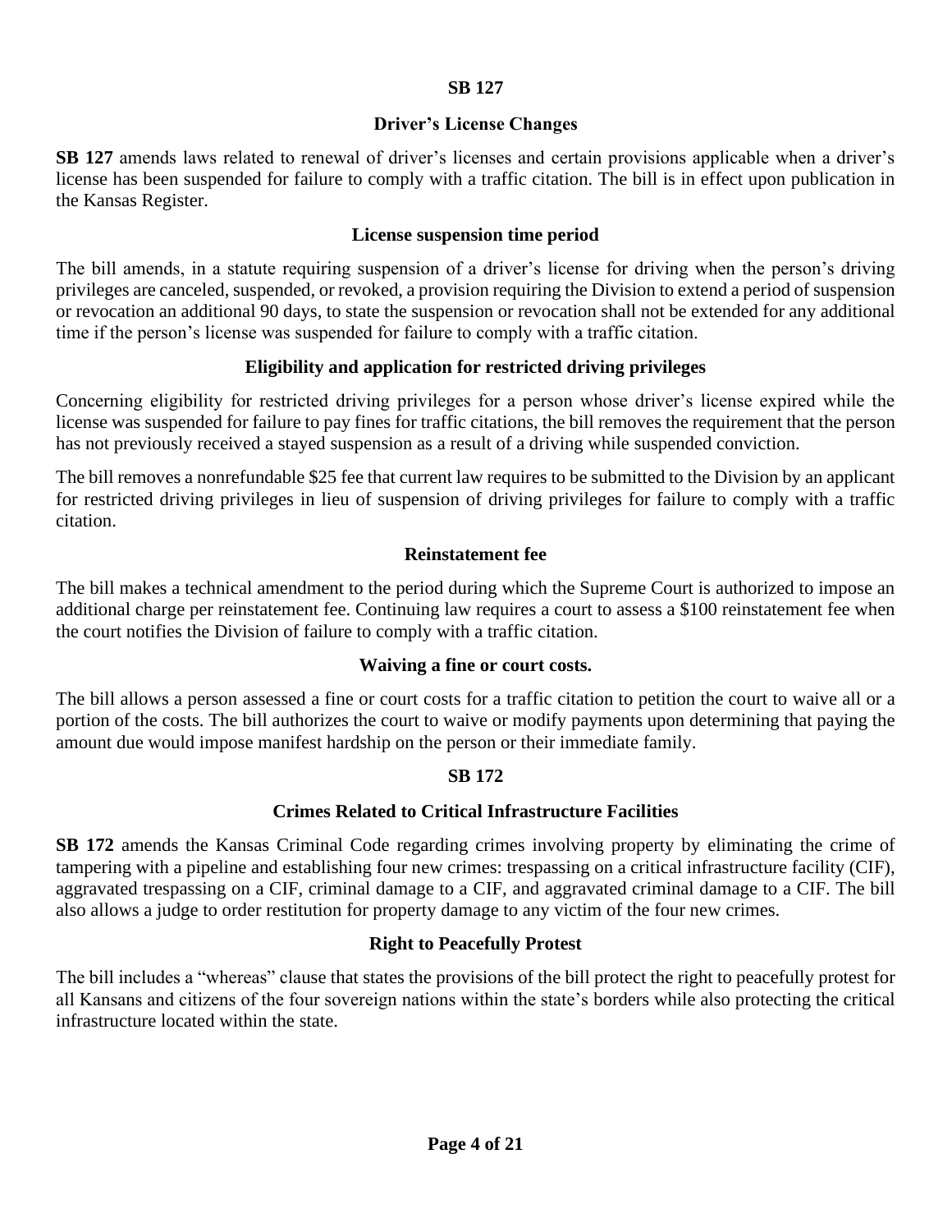## SB 127

### Driver's License Changes

**SB 127** amends laws related to renewal of driver's licenses and certain provisions applicable when a driver's license has been suspended for failure to comply with a traffic citation. The bill is in effect upon publication in the Kansas Register.

#### License suspension time period

The bill amends, in a statute requiring suspension of a driver's license for driving when the person's driving privileges are canceled, suspended, or revoked, a provision requiring the Division to extend a period of suspension or revocation an additional 90 days, to state the suspension or revocation shall not be extended for any additional time if the person's license was suspended for failure to comply with a traffic citation.

#### Eligibility and application for restricted driving privileges

Concerning eligibility for restricted driving privileges for a person whose driver's license expired while the license was suspended for failure to pay fines for traffic citations, the bill removes the requirement that the person has not previously received a stayed suspension as a result of a driving while suspended conviction.

The bill removes a nonrefundable $25 fee that current law requires to be submitted to the Division by an applicant for restricted driving privileges in lieu of suspension of driving privileges for failure to comply with a traffic citation.

#### Reinstatement fee

The bill makes a technical amendment to the period during which the Supreme Court is authorized to impose an additional charge per reinstatement fee. Continuing law requires a court to assess a $100 reinstatement fee when the court notifies the Division of failure to comply with a traffic citation.

#### Waiving a fine or court costs.

The bill allows a person assessed a fine or court costs for a traffic citation to petition the court to waive all or a portion of the costs. The bill authorizes the court to waive or modify payments upon determining that paying the amount due would impose manifest hardship on the person or their immediate family.

## SB 172

### Crimes Related to Critical Infrastructure Facilities

**SB 172** amends the Kansas Criminal Code regarding crimes involving property by eliminating the crime of tampering with a pipeline and establishing four new crimes: trespassing on a critical infrastructure facility (CIF), aggravated trespassing on a CIF, criminal damage to a CIF, and aggravated criminal damage to a CIF. The bill also allows a judge to order restitution for property damage to any victim of the four new crimes.

#### Right to Peacefully Protest

The bill includes a "whereas" clause that states the provisions of the bill protect the right to peacefully protest for all Kansans and citizens of the four sovereign nations within the state's borders while also protecting the critical infrastructure located within the state.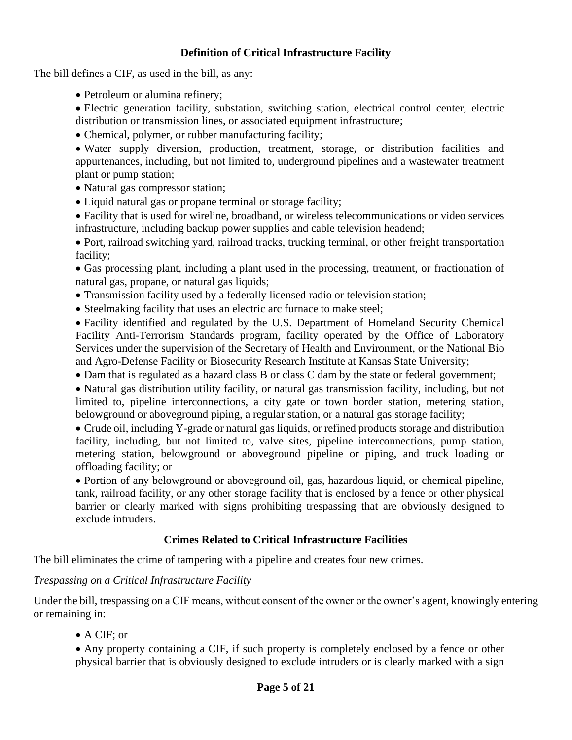### Definition of Critical Infrastructure Facility

The bill defines a CIF, as used in the bill, as any:

- Petroleum or alumina refinery;
- Electric generation facility, substation, switching station, electrical control center, electric distribution or transmission lines, or associated equipment infrastructure;
- Chemical, polymer, or rubber manufacturing facility;
- Water supply diversion, production, treatment, storage, or distribution facilities and appurtenances, including, but not limited to, underground pipelines and a wastewater treatment plant or pump station;
- Natural gas compressor station;
- Liquid natural gas or propane terminal or storage facility;
- Facility that is used for wireline, broadband, or wireless telecommunications or video services infrastructure, including backup power supplies and cable television headend;
- Port, railroad switching yard, railroad tracks, trucking terminal, or other freight transportation facility;
- Gas processing plant, including a plant used in the processing, treatment, or fractionation of natural gas, propane, or natural gas liquids;
- Transmission facility used by a federally licensed radio or television station;
- Steelmaking facility that uses an electric arc furnace to make steel;
- Facility identified and regulated by the U.S. Department of Homeland Security Chemical Facility Anti-Terrorism Standards program, facility operated by the Office of Laboratory Services under the supervision of the Secretary of Health and Environment, or the National Bio and Agro-Defense Facility or Biosecurity Research Institute at Kansas State University;
- Dam that is regulated as a hazard class B or class C dam by the state or federal government;
- Natural gas distribution utility facility, or natural gas transmission facility, including, but not limited to, pipeline interconnections, a city gate or town border station, metering station, belowground or aboveground piping, a regular station, or a natural gas storage facility;
- Crude oil, including Y-grade or natural gas liquids, or refined products storage and distribution facility, including, but not limited to, valve sites, pipeline interconnections, pump station, metering station, belowground or aboveground pipeline or piping, and truck loading or offloading facility; or
- Portion of any belowground or aboveground oil, gas, hazardous liquid, or chemical pipeline, tank, railroad facility, or any other storage facility that is enclosed by a fence or other physical barrier or clearly marked with signs prohibiting trespassing that are obviously designed to exclude intruders.

### Crimes Related to Critical Infrastructure Facilities

The bill eliminates the crime of tampering with a pipeline and creates four new crimes.

*Trespassing on a Critical Infrastructure Facility*

Under the bill, trespassing on a CIF means, without consent of the owner or the owner's agent, knowingly entering or remaining in:

- A CIF; or
- Any property containing a CIF, if such property is completely enclosed by a fence or other physical barrier that is obviously designed to exclude intruders or is clearly marked with a sign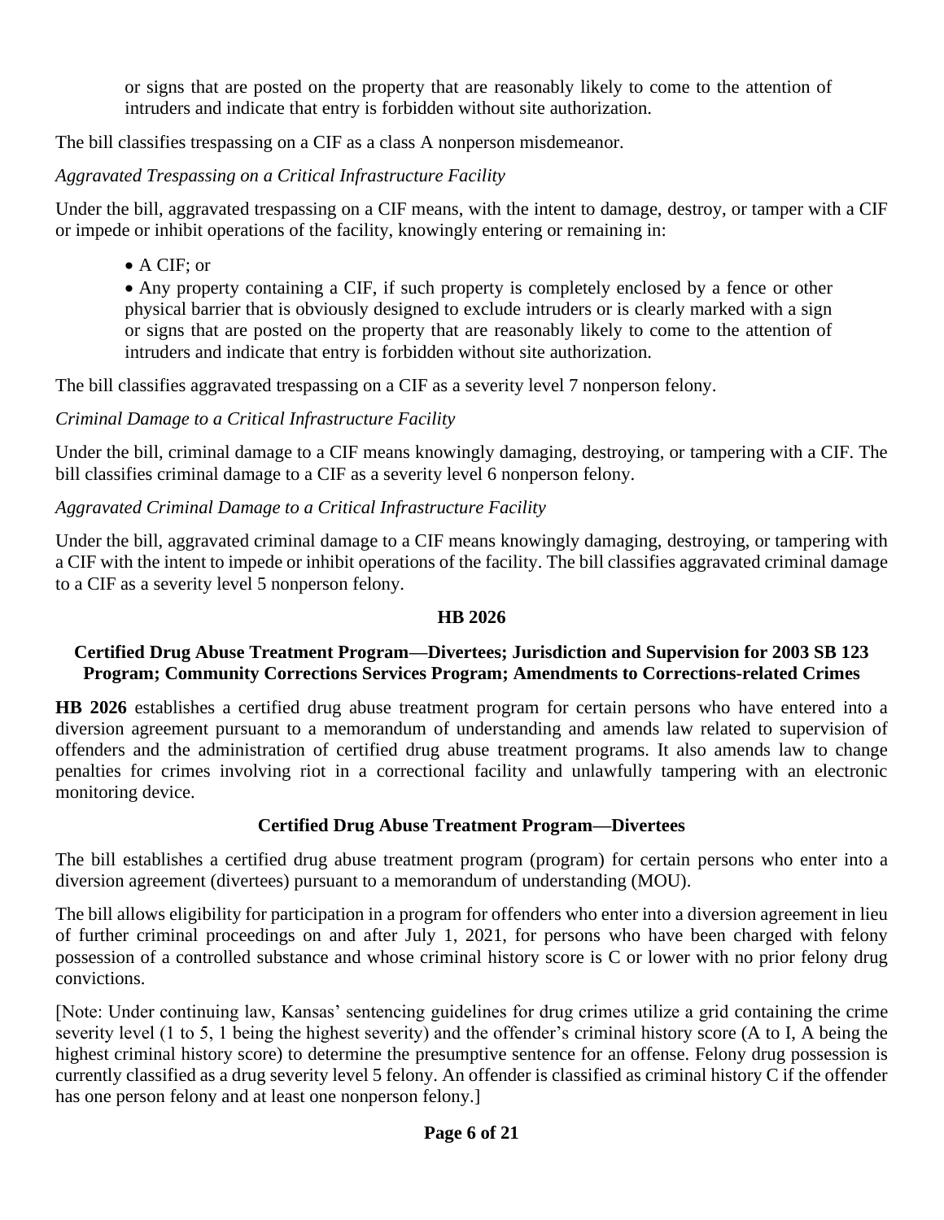or signs that are posted on the property that are reasonably likely to come to the attention of intruders and indicate that entry is forbidden without site authorization.

The bill classifies trespassing on a CIF as a class A nonperson misdemeanor.

*Aggravated Trespassing on a Critical Infrastructure Facility*

Under the bill, aggravated trespassing on a CIF means, with the intent to damage, destroy, or tamper with a CIF or impede or inhibit operations of the facility, knowingly entering or remaining in:

- A CIF; or
- Any property containing a CIF, if such property is completely enclosed by a fence or other physical barrier that is obviously designed to exclude intruders or is clearly marked with a sign or signs that are posted on the property that are reasonably likely to come to the attention of intruders and indicate that entry is forbidden without site authorization.

The bill classifies aggravated trespassing on a CIF as a severity level 7 nonperson felony.

*Criminal Damage to a Critical Infrastructure Facility*

Under the bill, criminal damage to a CIF means knowingly damaging, destroying, or tampering with a CIF. The bill classifies criminal damage to a CIF as a severity level 6 nonperson felony.

*Aggravated Criminal Damage to a Critical Infrastructure Facility*

Under the bill, aggravated criminal damage to a CIF means knowingly damaging, destroying, or tampering with a CIF with the intent to impede or inhibit operations of the facility. The bill classifies aggravated criminal damage to a CIF as a severity level 5 nonperson felony.

## HB 2026

### Certified Drug Abuse Treatment Program—Divertees; Jurisdiction and Supervision for 2003 SB 123 Program; Community Corrections Services Program; Amendments to Corrections-related Crimes

**HB 2026** establishes a certified drug abuse treatment program for certain persons who have entered into a diversion agreement pursuant to a memorandum of understanding and amends law related to supervision of offenders and the administration of certified drug abuse treatment programs. It also amends law to change penalties for crimes involving riot in a correctional facility and unlawfully tampering with an electronic monitoring device.

### Certified Drug Abuse Treatment Program—Divertees

The bill establishes a certified drug abuse treatment program (program) for certain persons who enter into a diversion agreement (divertees) pursuant to a memorandum of understanding (MOU).

The bill allows eligibility for participation in a program for offenders who enter into a diversion agreement in lieu of further criminal proceedings on and after July 1, 2021, for persons who have been charged with felony possession of a controlled substance and whose criminal history score is C or lower with no prior felony drug convictions.

[Note: Under continuing law, Kansas' sentencing guidelines for drug crimes utilize a grid containing the crime severity level (1 to 5, 1 being the highest severity) and the offender's criminal history score (A to I, A being the highest criminal history score) to determine the presumptive sentence for an offense. Felony drug possession is currently classified as a drug severity level 5 felony. An offender is classified as criminal history C if the offender has one person felony and at least one nonperson felony.]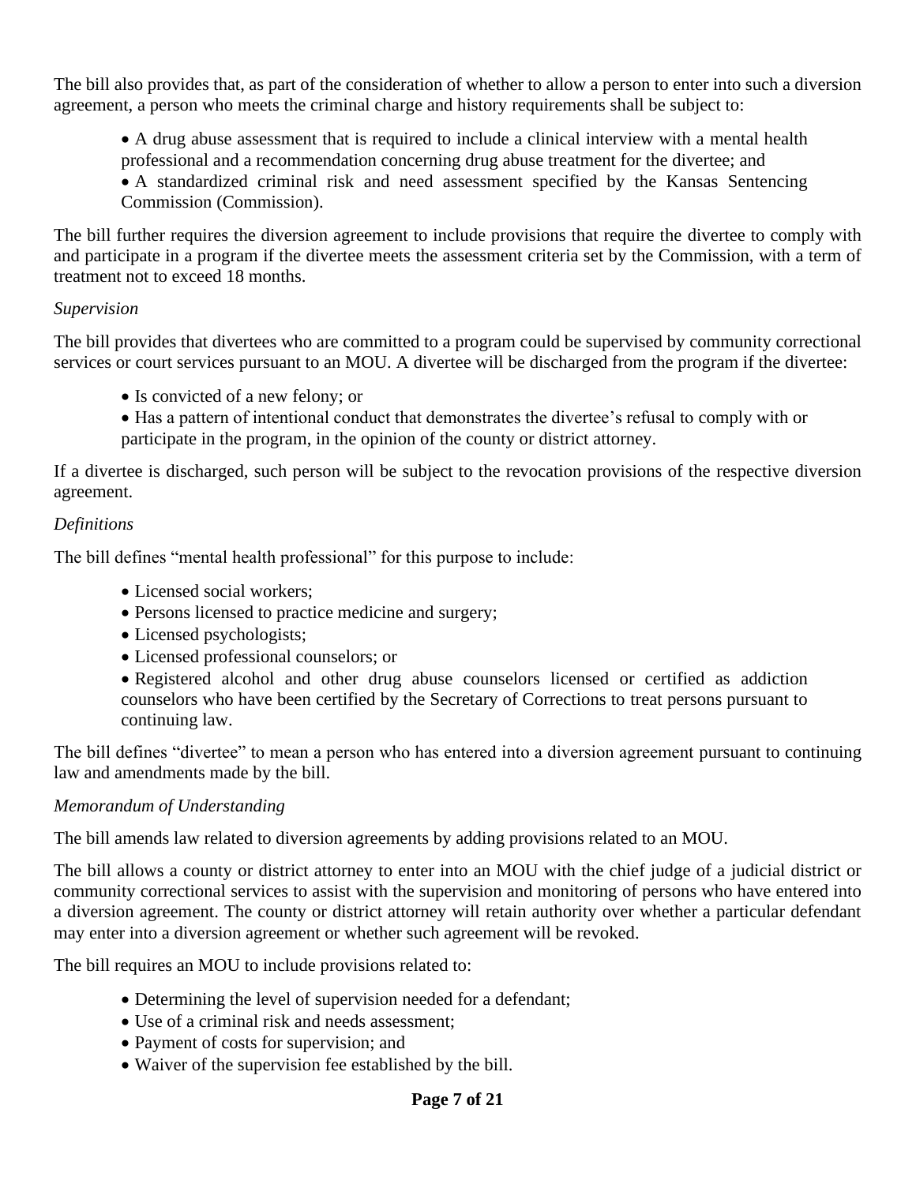The bill also provides that, as part of the consideration of whether to allow a person to enter into such a diversion agreement, a person who meets the criminal charge and history requirements shall be subject to:

- A drug abuse assessment that is required to include a clinical interview with a mental health professional and a recommendation concerning drug abuse treatment for the divertee; and
- A standardized criminal risk and need assessment specified by the Kansas Sentencing Commission (Commission).

The bill further requires the diversion agreement to include provisions that require the divertee to comply with and participate in a program if the divertee meets the assessment criteria set by the Commission, with a term of treatment not to exceed 18 months.

*Supervision*

The bill provides that divertees who are committed to a program could be supervised by community correctional services or court services pursuant to an MOU. A divertee will be discharged from the program if the divertee:

- Is convicted of a new felony; or
- Has a pattern of intentional conduct that demonstrates the divertee's refusal to comply with or participate in the program, in the opinion of the county or district attorney.

If a divertee is discharged, such person will be subject to the revocation provisions of the respective diversion agreement.

*Definitions*

The bill defines "mental health professional" for this purpose to include:

- Licensed social workers;
- Persons licensed to practice medicine and surgery;
- Licensed psychologists;
- Licensed professional counselors; or
- Registered alcohol and other drug abuse counselors licensed or certified as addiction counselors who have been certified by the Secretary of Corrections to treat persons pursuant to continuing law.

The bill defines "divertee" to mean a person who has entered into a diversion agreement pursuant to continuing law and amendments made by the bill.

*Memorandum of Understanding*

The bill amends law related to diversion agreements by adding provisions related to an MOU.

The bill allows a county or district attorney to enter into an MOU with the chief judge of a judicial district or community correctional services to assist with the supervision and monitoring of persons who have entered into a diversion agreement. The county or district attorney will retain authority over whether a particular defendant may enter into a diversion agreement or whether such agreement will be revoked.

The bill requires an MOU to include provisions related to:

- Determining the level of supervision needed for a defendant;
- Use of a criminal risk and needs assessment;
- Payment of costs for supervision; and
- Waiver of the supervision fee established by the bill.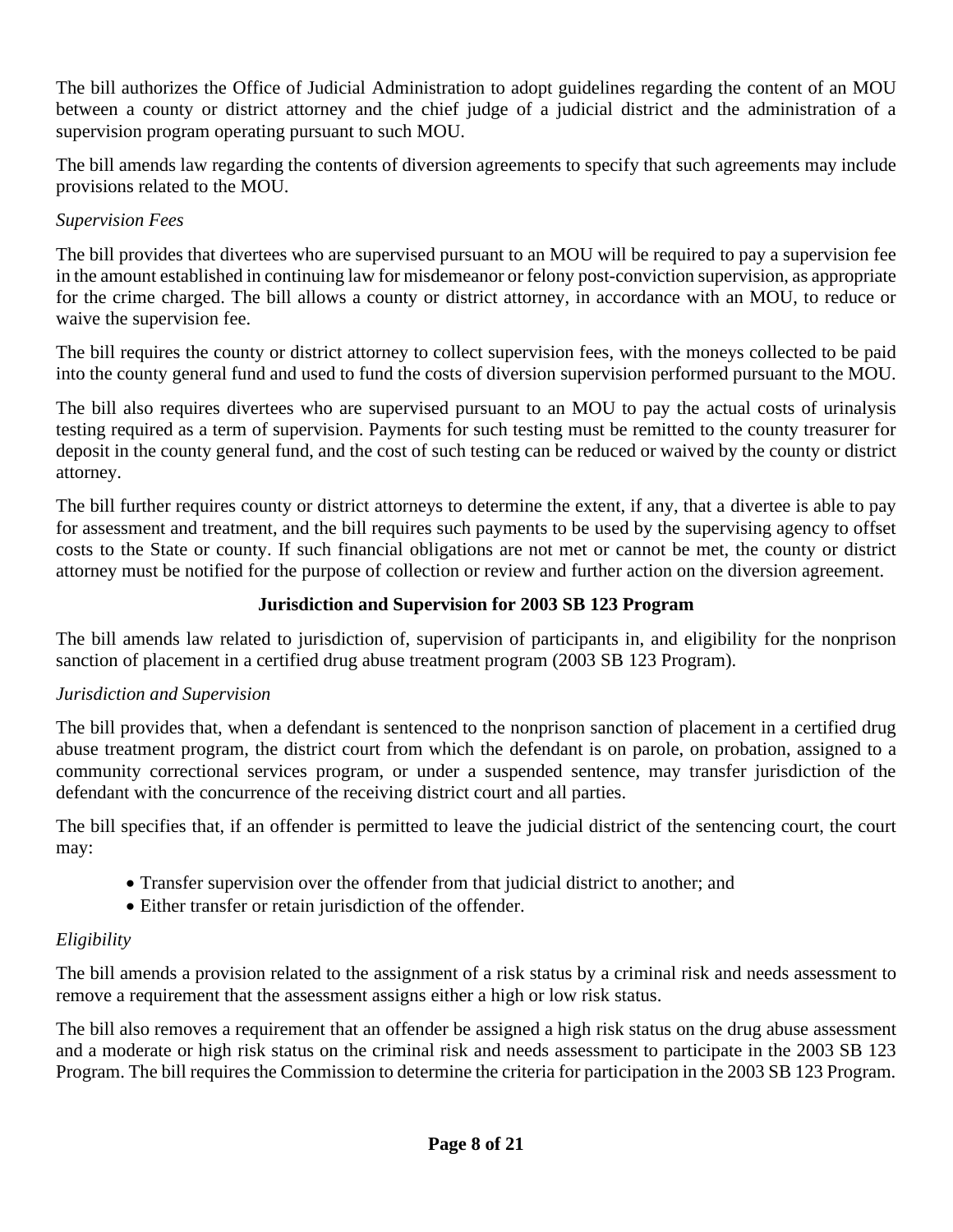The bill authorizes the Office of Judicial Administration to adopt guidelines regarding the content of an MOU between a county or district attorney and the chief judge of a judicial district and the administration of a supervision program operating pursuant to such MOU.

The bill amends law regarding the contents of diversion agreements to specify that such agreements may include provisions related to the MOU.

*Supervision Fees*

The bill provides that divertees who are supervised pursuant to an MOU will be required to pay a supervision fee in the amount established in continuing law for misdemeanor or felony post-conviction supervision, as appropriate for the crime charged. The bill allows a county or district attorney, in accordance with an MOU, to reduce or waive the supervision fee.

The bill requires the county or district attorney to collect supervision fees, with the moneys collected to be paid into the county general fund and used to fund the costs of diversion supervision performed pursuant to the MOU.

The bill also requires divertees who are supervised pursuant to an MOU to pay the actual costs of urinalysis testing required as a term of supervision. Payments for such testing must be remitted to the county treasurer for deposit in the county general fund, and the cost of such testing can be reduced or waived by the county or district attorney.

The bill further requires county or district attorneys to determine the extent, if any, that a divertee is able to pay for assessment and treatment, and the bill requires such payments to be used by the supervising agency to offset costs to the State or county. If such financial obligations are not met or cannot be met, the county or district attorney must be notified for the purpose of collection or review and further action on the diversion agreement.

**Jurisdiction and Supervision for 2003 SB 123 Program**

The bill amends law related to jurisdiction of, supervision of participants in, and eligibility for the nonprison sanction of placement in a certified drug abuse treatment program (2003 SB 123 Program).

*Jurisdiction and Supervision*

The bill provides that, when a defendant is sentenced to the nonprison sanction of placement in a certified drug abuse treatment program, the district court from which the defendant is on parole, on probation, assigned to a community correctional services program, or under a suspended sentence, may transfer jurisdiction of the defendant with the concurrence of the receiving district court and all parties.

The bill specifies that, if an offender is permitted to leave the judicial district of the sentencing court, the court may:

- Transfer supervision over the offender from that judicial district to another; and
- Either transfer or retain jurisdiction of the offender.

*Eligibility*

The bill amends a provision related to the assignment of a risk status by a criminal risk and needs assessment to remove a requirement that the assessment assigns either a high or low risk status.

The bill also removes a requirement that an offender be assigned a high risk status on the drug abuse assessment and a moderate or high risk status on the criminal risk and needs assessment to participate in the 2003 SB 123 Program. The bill requires the Commission to determine the criteria for participation in the 2003 SB 123 Program.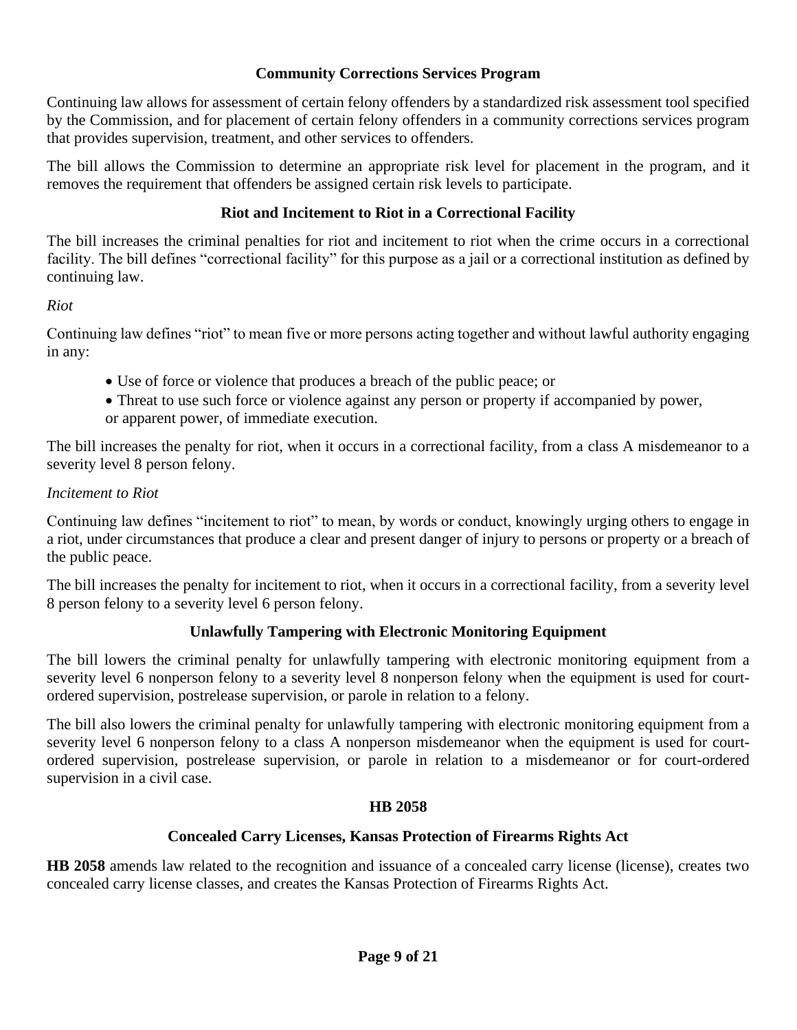## Community Corrections Services Program

Continuing law allows for assessment of certain felony offenders by a standardized risk assessment tool specified by the Commission, and for placement of certain felony offenders in a community corrections services program that provides supervision, treatment, and other services to offenders.

The bill allows the Commission to determine an appropriate risk level for placement in the program, and it removes the requirement that offenders be assigned certain risk levels to participate.

## Riot and Incitement to Riot in a Correctional Facility

The bill increases the criminal penalties for riot and incitement to riot when the crime occurs in a correctional facility. The bill defines "correctional facility" for this purpose as a jail or a correctional institution as defined by continuing law.

*Riot*

Continuing law defines "riot" to mean five or more persons acting together and without lawful authority engaging in any:

- Use of force or violence that produces a breach of the public peace; or
- Threat to use such force or violence against any person or property if accompanied by power, or apparent power, of immediate execution.

The bill increases the penalty for riot, when it occurs in a correctional facility, from a class A misdemeanor to a severity level 8 person felony.

*Incitement to Riot*

Continuing law defines "incitement to riot" to mean, by words or conduct, knowingly urging others to engage in a riot, under circumstances that produce a clear and present danger of injury to persons or property or a breach of the public peace.

The bill increases the penalty for incitement to riot, when it occurs in a correctional facility, from a severity level 8 person felony to a severity level 6 person felony.

## Unlawfully Tampering with Electronic Monitoring Equipment

The bill lowers the criminal penalty for unlawfully tampering with electronic monitoring equipment from a severity level 6 nonperson felony to a severity level 8 nonperson felony when the equipment is used for court-ordered supervision, postrelease supervision, or parole in relation to a felony.

The bill also lowers the criminal penalty for unlawfully tampering with electronic monitoring equipment from a severity level 6 nonperson felony to a class A nonperson misdemeanor when the equipment is used for court-ordered supervision, postrelease supervision, or parole in relation to a misdemeanor or for court-ordered supervision in a civil case.

## HB 2058

## Concealed Carry Licenses, Kansas Protection of Firearms Rights Act

**HB 2058** amends law related to the recognition and issuance of a concealed carry license (license), creates two concealed carry license classes, and creates the Kansas Protection of Firearms Rights Act.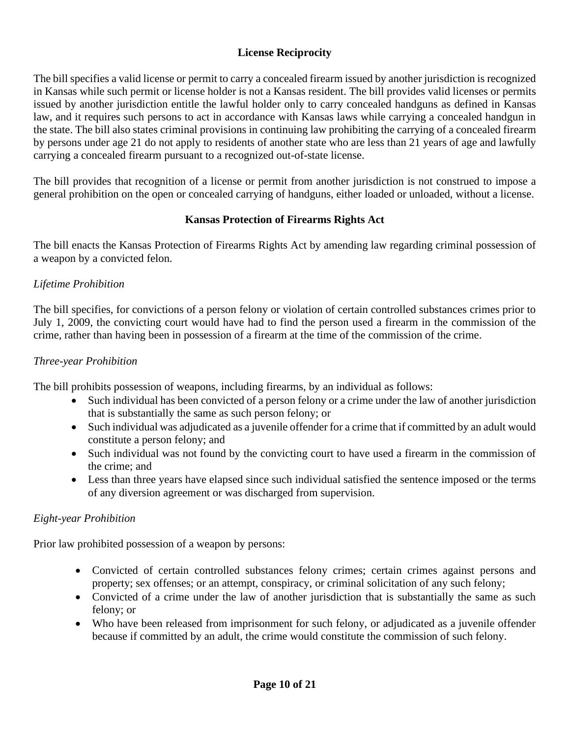## License Reciprocity

The bill specifies a valid license or permit to carry a concealed firearm issued by another jurisdiction is recognized in Kansas while such permit or license holder is not a Kansas resident. The bill provides valid licenses or permits issued by another jurisdiction entitle the lawful holder only to carry concealed handguns as defined in Kansas law, and it requires such persons to act in accordance with Kansas laws while carrying a concealed handgun in the state. The bill also states criminal provisions in continuing law prohibiting the carrying of a concealed firearm by persons under age 21 do not apply to residents of another state who are less than 21 years of age and lawfully carrying a concealed firearm pursuant to a recognized out-of-state license.

The bill provides that recognition of a license or permit from another jurisdiction is not construed to impose a general prohibition on the open or concealed carrying of handguns, either loaded or unloaded, without a license.

## Kansas Protection of Firearms Rights Act

The bill enacts the Kansas Protection of Firearms Rights Act by amending law regarding criminal possession of a weapon by a convicted felon.

*Lifetime Prohibition*

The bill specifies, for convictions of a person felony or violation of certain controlled substances crimes prior to July 1, 2009, the convicting court would have had to find the person used a firearm in the commission of the crime, rather than having been in possession of a firearm at the time of the commission of the crime.

*Three-year Prohibition*

The bill prohibits possession of weapons, including firearms, by an individual as follows:

- Such individual has been convicted of a person felony or a crime under the law of another jurisdiction that is substantially the same as such person felony; or
- Such individual was adjudicated as a juvenile offender for a crime that if committed by an adult would constitute a person felony; and
- Such individual was not found by the convicting court to have used a firearm in the commission of the crime; and
- Less than three years have elapsed since such individual satisfied the sentence imposed or the terms of any diversion agreement or was discharged from supervision.

*Eight-year Prohibition*

Prior law prohibited possession of a weapon by persons:

- Convicted of certain controlled substances felony crimes; certain crimes against persons and property; sex offenses; or an attempt, conspiracy, or criminal solicitation of any such felony;
- Convicted of a crime under the law of another jurisdiction that is substantially the same as such felony; or
- Who have been released from imprisonment for such felony, or adjudicated as a juvenile offender because if committed by an adult, the crime would constitute the commission of such felony.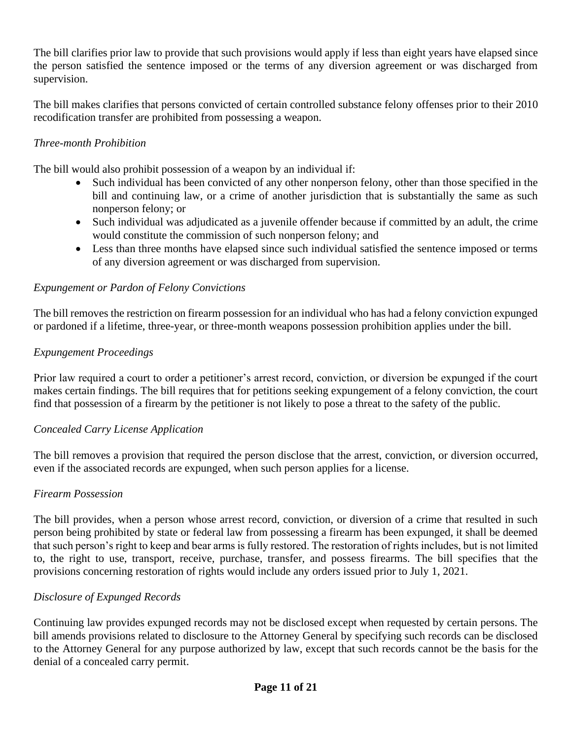The bill clarifies prior law to provide that such provisions would apply if less than eight years have elapsed since the person satisfied the sentence imposed or the terms of any diversion agreement or was discharged from supervision.

The bill makes clarifies that persons convicted of certain controlled substance felony offenses prior to their 2010 recodification transfer are prohibited from possessing a weapon.

*Three-month Prohibition*

The bill would also prohibit possession of a weapon by an individual if:

- Such individual has been convicted of any other nonperson felony, other than those specified in the bill and continuing law, or a crime of another jurisdiction that is substantially the same as such nonperson felony; or
- Such individual was adjudicated as a juvenile offender because if committed by an adult, the crime would constitute the commission of such nonperson felony; and
- Less than three months have elapsed since such individual satisfied the sentence imposed or terms of any diversion agreement or was discharged from supervision.

*Expungement or Pardon of Felony Convictions*

The bill removes the restriction on firearm possession for an individual who has had a felony conviction expunged or pardoned if a lifetime, three-year, or three-month weapons possession prohibition applies under the bill.

*Expungement Proceedings*

Prior law required a court to order a petitioner's arrest record, conviction, or diversion be expunged if the court makes certain findings. The bill requires that for petitions seeking expungement of a felony conviction, the court find that possession of a firearm by the petitioner is not likely to pose a threat to the safety of the public.

*Concealed Carry License Application*

The bill removes a provision that required the person disclose that the arrest, conviction, or diversion occurred, even if the associated records are expunged, when such person applies for a license.

*Firearm Possession*

The bill provides, when a person whose arrest record, conviction, or diversion of a crime that resulted in such person being prohibited by state or federal law from possessing a firearm has been expunged, it shall be deemed that such person's right to keep and bear arms is fully restored. The restoration of rights includes, but is not limited to, the right to use, transport, receive, purchase, transfer, and possess firearms. The bill specifies that the provisions concerning restoration of rights would include any orders issued prior to July 1, 2021.

*Disclosure of Expunged Records*

Continuing law provides expunged records may not be disclosed except when requested by certain persons. The bill amends provisions related to disclosure to the Attorney General by specifying such records can be disclosed to the Attorney General for any purpose authorized by law, except that such records cannot be the basis for the denial of a concealed carry permit.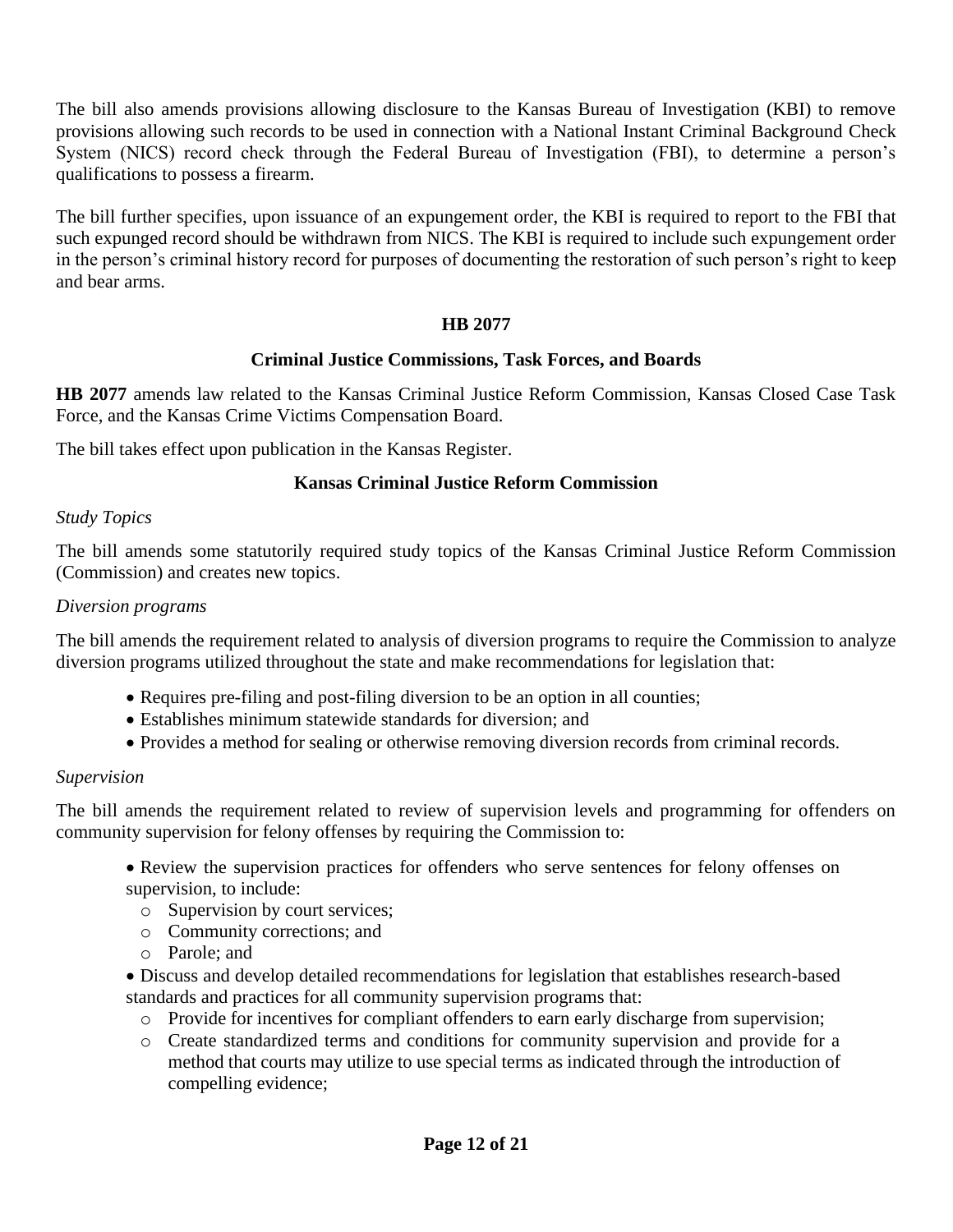The bill also amends provisions allowing disclosure to the Kansas Bureau of Investigation (KBI) to remove provisions allowing such records to be used in connection with a National Instant Criminal Background Check System (NICS) record check through the Federal Bureau of Investigation (FBI), to determine a person's qualifications to possess a firearm.

The bill further specifies, upon issuance of an expungement order, the KBI is required to report to the FBI that such expunged record should be withdrawn from NICS. The KBI is required to include such expungement order in the person's criminal history record for purposes of documenting the restoration of such person's right to keep and bear arms.

## HB 2077

### Criminal Justice Commissions, Task Forces, and Boards

**HB 2077** amends law related to the Kansas Criminal Justice Reform Commission, Kansas Closed Case Task Force, and the Kansas Crime Victims Compensation Board.

The bill takes effect upon publication in the Kansas Register.

### Kansas Criminal Justice Reform Commission

*Study Topics*

The bill amends some statutorily required study topics of the Kansas Criminal Justice Reform Commission (Commission) and creates new topics.

*Diversion programs*

The bill amends the requirement related to analysis of diversion programs to require the Commission to analyze diversion programs utilized throughout the state and make recommendations for legislation that:

- Requires pre-filing and post-filing diversion to be an option in all counties;
- Establishes minimum statewide standards for diversion; and
- Provides a method for sealing or otherwise removing diversion records from criminal records.

*Supervision*

The bill amends the requirement related to review of supervision levels and programming for offenders on community supervision for felony offenses by requiring the Commission to:

- Review the supervision practices for offenders who serve sentences for felony offenses on supervision, to include:
  - Supervision by court services;
  - Community corrections; and
  - Parole; and
- Discuss and develop detailed recommendations for legislation that establishes research-based standards and practices for all community supervision programs that:
  - Provide for incentives for compliant offenders to earn early discharge from supervision;
  - Create standardized terms and conditions for community supervision and provide for a method that courts may utilize to use special terms as indicated through the introduction of compelling evidence;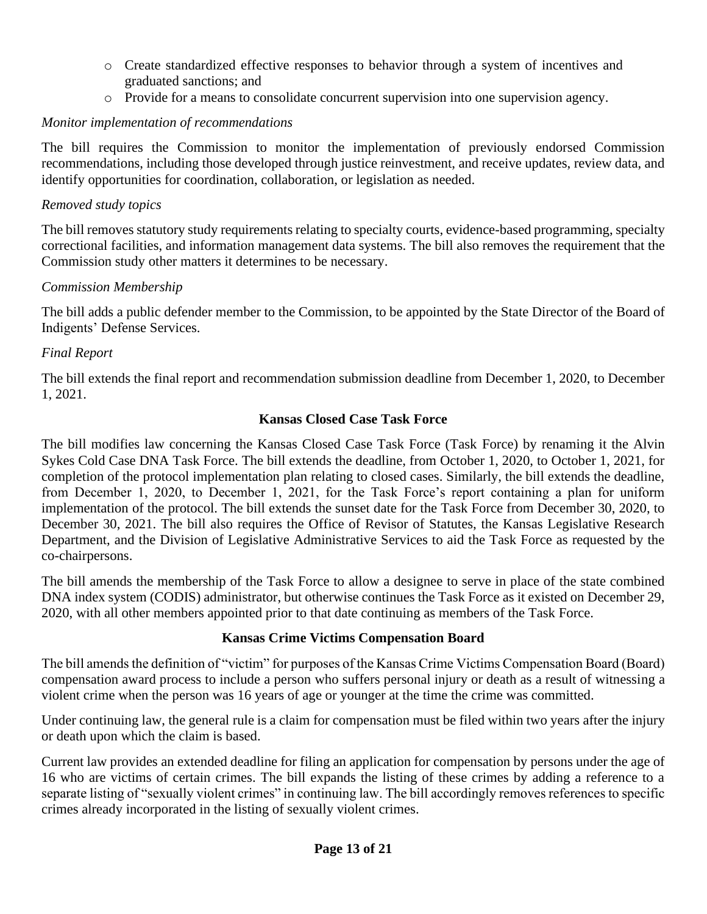- Create standardized effective responses to behavior through a system of incentives and graduated sanctions; and
  - Provide for a means to consolidate concurrent supervision into one supervision agency.

*Monitor implementation of recommendations*

The bill requires the Commission to monitor the implementation of previously endorsed Commission recommendations, including those developed through justice reinvestment, and receive updates, review data, and identify opportunities for coordination, collaboration, or legislation as needed.

*Removed study topics*

The bill removes statutory study requirements relating to specialty courts, evidence-based programming, specialty correctional facilities, and information management data systems. The bill also removes the requirement that the Commission study other matters it determines to be necessary.

*Commission Membership*

The bill adds a public defender member to the Commission, to be appointed by the State Director of the Board of Indigents' Defense Services.

*Final Report*

The bill extends the final report and recommendation submission deadline from December 1, 2020, to December 1, 2021.

### Kansas Closed Case Task Force

The bill modifies law concerning the Kansas Closed Case Task Force (Task Force) by renaming it the Alvin Sykes Cold Case DNA Task Force. The bill extends the deadline, from October 1, 2020, to October 1, 2021, for completion of the protocol implementation plan relating to closed cases. Similarly, the bill extends the deadline, from December 1, 2020, to December 1, 2021, for the Task Force's report containing a plan for uniform implementation of the protocol. The bill extends the sunset date for the Task Force from December 30, 2020, to December 30, 2021. The bill also requires the Office of Revisor of Statutes, the Kansas Legislative Research Department, and the Division of Legislative Administrative Services to aid the Task Force as requested by the co-chairpersons.

The bill amends the membership of the Task Force to allow a designee to serve in place of the state combined DNA index system (CODIS) administrator, but otherwise continues the Task Force as it existed on December 29, 2020, with all other members appointed prior to that date continuing as members of the Task Force.

### Kansas Crime Victims Compensation Board

The bill amends the definition of "victim" for purposes of the Kansas Crime Victims Compensation Board (Board) compensation award process to include a person who suffers personal injury or death as a result of witnessing a violent crime when the person was 16 years of age or younger at the time the crime was committed.

Under continuing law, the general rule is a claim for compensation must be filed within two years after the injury or death upon which the claim is based.

Current law provides an extended deadline for filing an application for compensation by persons under the age of 16 who are victims of certain crimes. The bill expands the listing of these crimes by adding a reference to a separate listing of "sexually violent crimes" in continuing law. The bill accordingly removes references to specific crimes already incorporated in the listing of sexually violent crimes.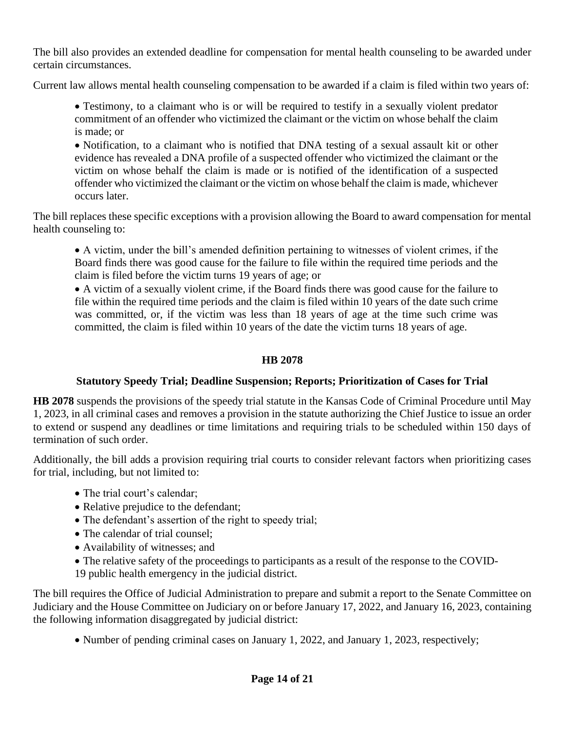The bill also provides an extended deadline for compensation for mental health counseling to be awarded under certain circumstances.

Current law allows mental health counseling compensation to be awarded if a claim is filed within two years of:

- Testimony, to a claimant who is or will be required to testify in a sexually violent predator commitment of an offender who victimized the claimant or the victim on whose behalf the claim is made; or
- Notification, to a claimant who is notified that DNA testing of a sexual assault kit or other evidence has revealed a DNA profile of a suspected offender who victimized the claimant or the victim on whose behalf the claim is made or is notified of the identification of a suspected offender who victimized the claimant or the victim on whose behalf the claim is made, whichever occurs later.

The bill replaces these specific exceptions with a provision allowing the Board to award compensation for mental health counseling to:

- A victim, under the bill's amended definition pertaining to witnesses of violent crimes, if the Board finds there was good cause for the failure to file within the required time periods and the claim is filed before the victim turns 19 years of age; or
- A victim of a sexually violent crime, if the Board finds there was good cause for the failure to file within the required time periods and the claim is filed within 10 years of the date such crime was committed, or, if the victim was less than 18 years of age at the time such crime was committed, the claim is filed within 10 years of the date the victim turns 18 years of age.

## HB 2078

### Statutory Speedy Trial; Deadline Suspension; Reports; Prioritization of Cases for Trial

**HB 2078** suspends the provisions of the speedy trial statute in the Kansas Code of Criminal Procedure until May 1, 2023, in all criminal cases and removes a provision in the statute authorizing the Chief Justice to issue an order to extend or suspend any deadlines or time limitations and requiring trials to be scheduled within 150 days of termination of such order.

Additionally, the bill adds a provision requiring trial courts to consider relevant factors when prioritizing cases for trial, including, but not limited to:

- The trial court's calendar;
- Relative prejudice to the defendant;
- The defendant's assertion of the right to speedy trial;
- The calendar of trial counsel;
- Availability of witnesses; and
- The relative safety of the proceedings to participants as a result of the response to the COVID-19 public health emergency in the judicial district.

The bill requires the Office of Judicial Administration to prepare and submit a report to the Senate Committee on Judiciary and the House Committee on Judiciary on or before January 17, 2022, and January 16, 2023, containing the following information disaggregated by judicial district:

- Number of pending criminal cases on January 1, 2022, and January 1, 2023, respectively;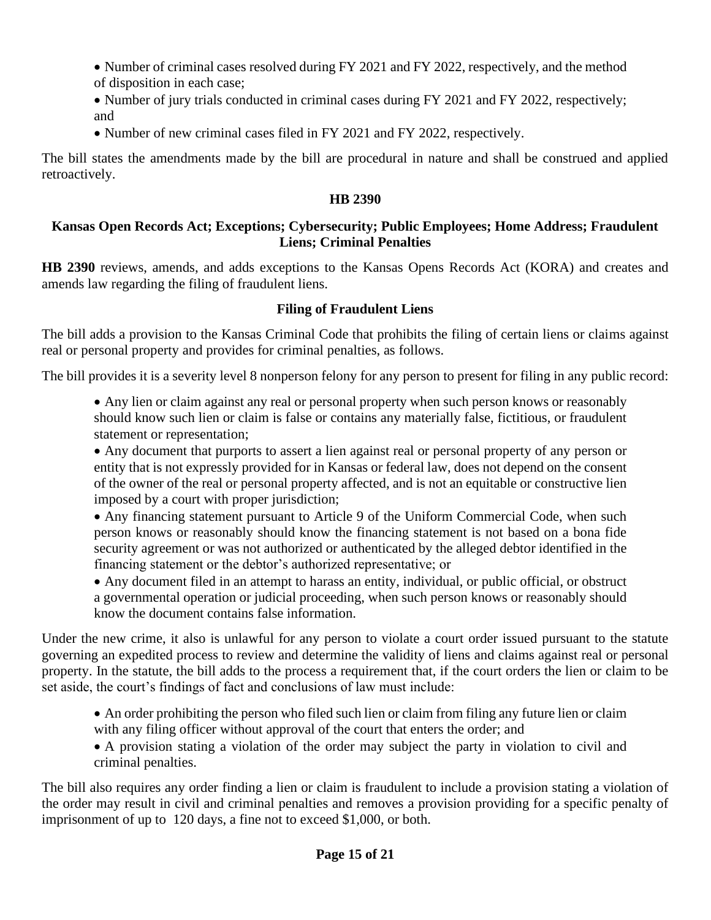- Number of criminal cases resolved during FY 2021 and FY 2022, respectively, and the method of disposition in each case;
- Number of jury trials conducted in criminal cases during FY 2021 and FY 2022, respectively; and
- Number of new criminal cases filed in FY 2021 and FY 2022, respectively.

The bill states the amendments made by the bill are procedural in nature and shall be construed and applied retroactively.

### HB 2390

#### Kansas Open Records Act; Exceptions; Cybersecurity; Public Employees; Home Address; Fraudulent Liens; Criminal Penalties

**HB 2390** reviews, amends, and adds exceptions to the Kansas Opens Records Act (KORA) and creates and amends law regarding the filing of fraudulent liens.

#### Filing of Fraudulent Liens

The bill adds a provision to the Kansas Criminal Code that prohibits the filing of certain liens or claims against real or personal property and provides for criminal penalties, as follows.

The bill provides it is a severity level 8 nonperson felony for any person to present for filing in any public record:

- Any lien or claim against any real or personal property when such person knows or reasonably should know such lien or claim is false or contains any materially false, fictitious, or fraudulent statement or representation;
- Any document that purports to assert a lien against real or personal property of any person or entity that is not expressly provided for in Kansas or federal law, does not depend on the consent of the owner of the real or personal property affected, and is not an equitable or constructive lien imposed by a court with proper jurisdiction;
- Any financing statement pursuant to Article 9 of the Uniform Commercial Code, when such person knows or reasonably should know the financing statement is not based on a bona fide security agreement or was not authorized or authenticated by the alleged debtor identified in the financing statement or the debtor's authorized representative; or
- Any document filed in an attempt to harass an entity, individual, or public official, or obstruct a governmental operation or judicial proceeding, when such person knows or reasonably should know the document contains false information.

Under the new crime, it also is unlawful for any person to violate a court order issued pursuant to the statute governing an expedited process to review and determine the validity of liens and claims against real or personal property. In the statute, the bill adds to the process a requirement that, if the court orders the lien or claim to be set aside, the court's findings of fact and conclusions of law must include:

- An order prohibiting the person who filed such lien or claim from filing any future lien or claim with any filing officer without approval of the court that enters the order; and
- A provision stating a violation of the order may subject the party in violation to civil and criminal penalties.

The bill also requires any order finding a lien or claim is fraudulent to include a provision stating a violation of the order may result in civil and criminal penalties and removes a provision providing for a specific penalty of imprisonment of up to 120 days, a fine not to exceed $1,000, or both.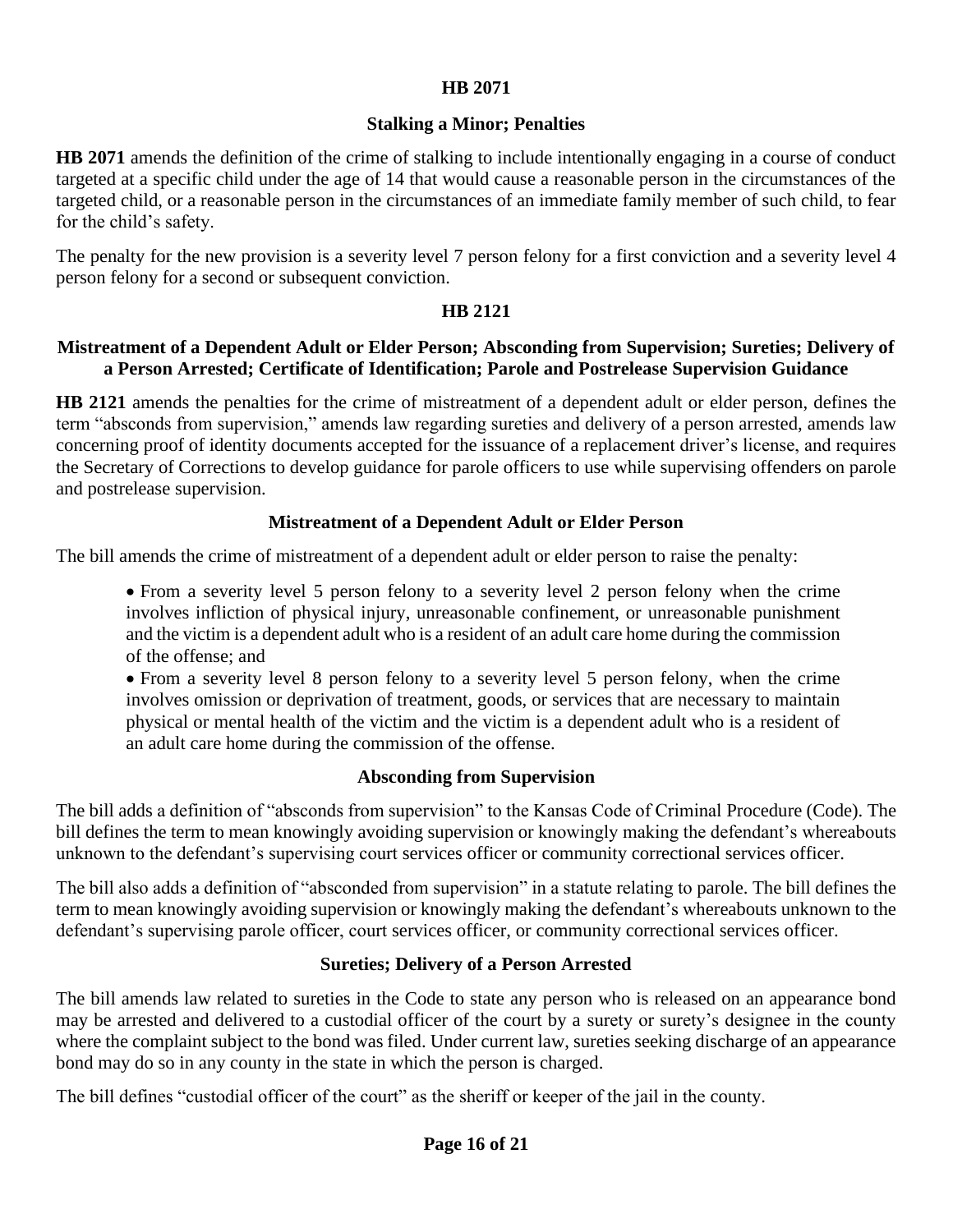## HB 2071

### Stalking a Minor; Penalties

**HB 2071** amends the definition of the crime of stalking to include intentionally engaging in a course of conduct targeted at a specific child under the age of 14 that would cause a reasonable person in the circumstances of the targeted child, or a reasonable person in the circumstances of an immediate family member of such child, to fear for the child's safety.

The penalty for the new provision is a severity level 7 person felony for a first conviction and a severity level 4 person felony for a second or subsequent conviction.

## HB 2121

### Mistreatment of a Dependent Adult or Elder Person; Absconding from Supervision; Sureties; Delivery of a Person Arrested; Certificate of Identification; Parole and Postrelease Supervision Guidance

**HB 2121** amends the penalties for the crime of mistreatment of a dependent adult or elder person, defines the term "absconds from supervision," amends law regarding sureties and delivery of a person arrested, amends law concerning proof of identity documents accepted for the issuance of a replacement driver's license, and requires the Secretary of Corrections to develop guidance for parole officers to use while supervising offenders on parole and postrelease supervision.

#### Mistreatment of a Dependent Adult or Elder Person

The bill amends the crime of mistreatment of a dependent adult or elder person to raise the penalty:

- From a severity level 5 person felony to a severity level 2 person felony when the crime involves infliction of physical injury, unreasonable confinement, or unreasonable punishment and the victim is a dependent adult who is a resident of an adult care home during the commission of the offense; and
- From a severity level 8 person felony to a severity level 5 person felony, when the crime involves omission or deprivation of treatment, goods, or services that are necessary to maintain physical or mental health of the victim and the victim is a dependent adult who is a resident of an adult care home during the commission of the offense.

#### Absconding from Supervision

The bill adds a definition of "absconds from supervision" to the Kansas Code of Criminal Procedure (Code). The bill defines the term to mean knowingly avoiding supervision or knowingly making the defendant's whereabouts unknown to the defendant's supervising court services officer or community correctional services officer.

The bill also adds a definition of "absconded from supervision" in a statute relating to parole. The bill defines the term to mean knowingly avoiding supervision or knowingly making the defendant's whereabouts unknown to the defendant's supervising parole officer, court services officer, or community correctional services officer.

#### Sureties; Delivery of a Person Arrested

The bill amends law related to sureties in the Code to state any person who is released on an appearance bond may be arrested and delivered to a custodial officer of the court by a surety or surety's designee in the county where the complaint subject to the bond was filed. Under current law, sureties seeking discharge of an appearance bond may do so in any county in the state in which the person is charged.

The bill defines "custodial officer of the court" as the sheriff or keeper of the jail in the county.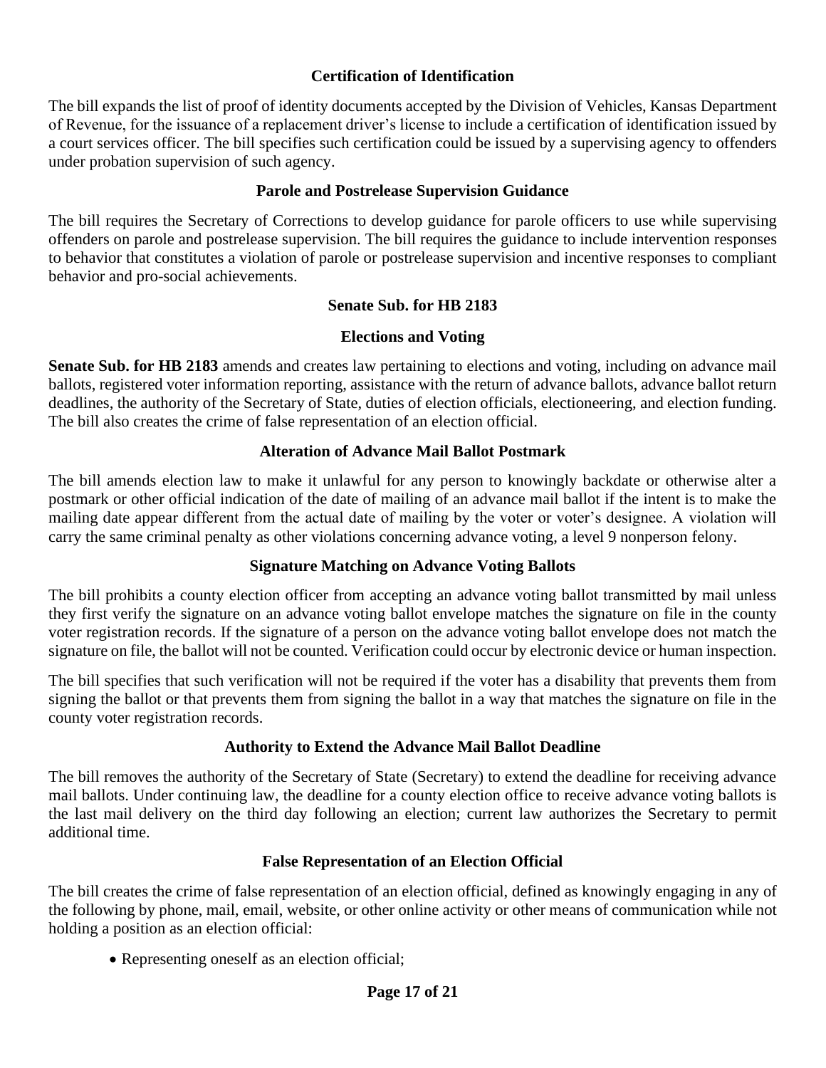### Certification of Identification

The bill expands the list of proof of identity documents accepted by the Division of Vehicles, Kansas Department of Revenue, for the issuance of a replacement driver's license to include a certification of identification issued by a court services officer. The bill specifies such certification could be issued by a supervising agency to offenders under probation supervision of such agency.

### Parole and Postrelease Supervision Guidance

The bill requires the Secretary of Corrections to develop guidance for parole officers to use while supervising offenders on parole and postrelease supervision. The bill requires the guidance to include intervention responses to behavior that constitutes a violation of parole or postrelease supervision and incentive responses to compliant behavior and pro-social achievements.

## Senate Sub. for HB 2183

### Elections and Voting

**Senate Sub. for HB 2183** amends and creates law pertaining to elections and voting, including on advance mail ballots, registered voter information reporting, assistance with the return of advance ballots, advance ballot return deadlines, the authority of the Secretary of State, duties of election officials, electioneering, and election funding. The bill also creates the crime of false representation of an election official.

### Alteration of Advance Mail Ballot Postmark

The bill amends election law to make it unlawful for any person to knowingly backdate or otherwise alter a postmark or other official indication of the date of mailing of an advance mail ballot if the intent is to make the mailing date appear different from the actual date of mailing by the voter or voter's designee. A violation will carry the same criminal penalty as other violations concerning advance voting, a level 9 nonperson felony.

### Signature Matching on Advance Voting Ballots

The bill prohibits a county election officer from accepting an advance voting ballot transmitted by mail unless they first verify the signature on an advance voting ballot envelope matches the signature on file in the county voter registration records. If the signature of a person on the advance voting ballot envelope does not match the signature on file, the ballot will not be counted. Verification could occur by electronic device or human inspection.

The bill specifies that such verification will not be required if the voter has a disability that prevents them from signing the ballot or that prevents them from signing the ballot in a way that matches the signature on file in the county voter registration records.

### Authority to Extend the Advance Mail Ballot Deadline

The bill removes the authority of the Secretary of State (Secretary) to extend the deadline for receiving advance mail ballots. Under continuing law, the deadline for a county election office to receive advance voting ballots is the last mail delivery on the third day following an election; current law authorizes the Secretary to permit additional time.

### False Representation of an Election Official

The bill creates the crime of false representation of an election official, defined as knowingly engaging in any of the following by phone, mail, email, website, or other online activity or other means of communication while not holding a position as an election official:

- Representing oneself as an election official;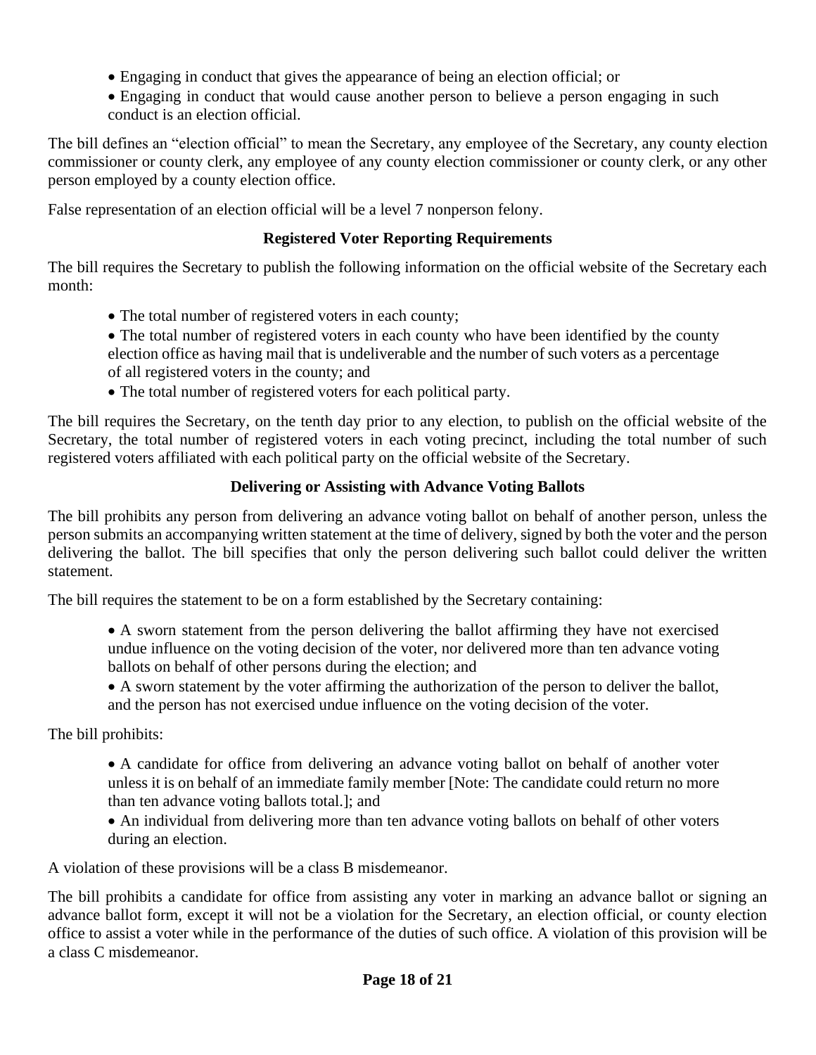- Engaging in conduct that gives the appearance of being an election official; or
- Engaging in conduct that would cause another person to believe a person engaging in such conduct is an election official.

The bill defines an "election official" to mean the Secretary, any employee of the Secretary, any county election commissioner or county clerk, any employee of any county election commissioner or county clerk, or any other person employed by a county election office.

False representation of an election official will be a level 7 nonperson felony.

### Registered Voter Reporting Requirements

The bill requires the Secretary to publish the following information on the official website of the Secretary each month:

- The total number of registered voters in each county;
- The total number of registered voters in each county who have been identified by the county election office as having mail that is undeliverable and the number of such voters as a percentage of all registered voters in the county; and
- The total number of registered voters for each political party.

The bill requires the Secretary, on the tenth day prior to any election, to publish on the official website of the Secretary, the total number of registered voters in each voting precinct, including the total number of such registered voters affiliated with each political party on the official website of the Secretary.

### Delivering or Assisting with Advance Voting Ballots

The bill prohibits any person from delivering an advance voting ballot on behalf of another person, unless the person submits an accompanying written statement at the time of delivery, signed by both the voter and the person delivering the ballot. The bill specifies that only the person delivering such ballot could deliver the written statement.

The bill requires the statement to be on a form established by the Secretary containing:

- A sworn statement from the person delivering the ballot affirming they have not exercised undue influence on the voting decision of the voter, nor delivered more than ten advance voting ballots on behalf of other persons during the election; and
- A sworn statement by the voter affirming the authorization of the person to deliver the ballot, and the person has not exercised undue influence on the voting decision of the voter.

The bill prohibits:

- A candidate for office from delivering an advance voting ballot on behalf of another voter unless it is on behalf of an immediate family member [Note: The candidate could return no more than ten advance voting ballots total.]; and
- An individual from delivering more than ten advance voting ballots on behalf of other voters during an election.

A violation of these provisions will be a class B misdemeanor.

The bill prohibits a candidate for office from assisting any voter in marking an advance ballot or signing an advance ballot form, except it will not be a violation for the Secretary, an election official, or county election office to assist a voter while in the performance of the duties of such office. A violation of this provision will be a class C misdemeanor.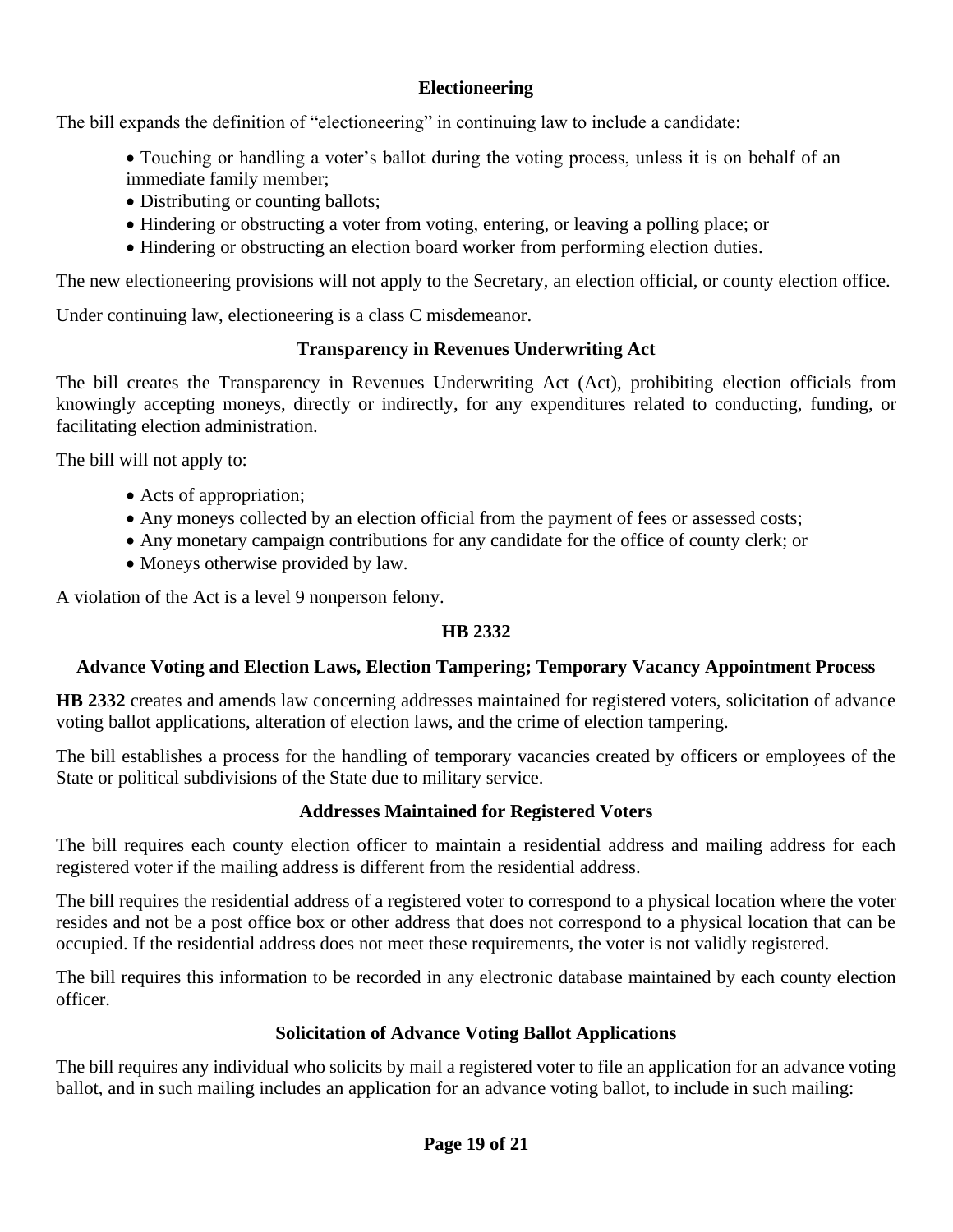### Electioneering

The bill expands the definition of "electioneering" in continuing law to include a candidate:

- Touching or handling a voter's ballot during the voting process, unless it is on behalf of an immediate family member;
- Distributing or counting ballots;
- Hindering or obstructing a voter from voting, entering, or leaving a polling place; or
- Hindering or obstructing an election board worker from performing election duties.

The new electioneering provisions will not apply to the Secretary, an election official, or county election office.

Under continuing law, electioneering is a class C misdemeanor.

### Transparency in Revenues Underwriting Act

The bill creates the Transparency in Revenues Underwriting Act (Act), prohibiting election officials from knowingly accepting moneys, directly or indirectly, for any expenditures related to conducting, funding, or facilitating election administration.

The bill will not apply to:

- Acts of appropriation;
- Any moneys collected by an election official from the payment of fees or assessed costs;
- Any monetary campaign contributions for any candidate for the office of county clerk; or
- Moneys otherwise provided by law.

A violation of the Act is a level 9 nonperson felony.

## HB 2332

### Advance Voting and Election Laws, Election Tampering; Temporary Vacancy Appointment Process

**HB 2332** creates and amends law concerning addresses maintained for registered voters, solicitation of advance voting ballot applications, alteration of election laws, and the crime of election tampering.

The bill establishes a process for the handling of temporary vacancies created by officers or employees of the State or political subdivisions of the State due to military service.

### Addresses Maintained for Registered Voters

The bill requires each county election officer to maintain a residential address and mailing address for each registered voter if the mailing address is different from the residential address.

The bill requires the residential address of a registered voter to correspond to a physical location where the voter resides and not be a post office box or other address that does not correspond to a physical location that can be occupied. If the residential address does not meet these requirements, the voter is not validly registered.

The bill requires this information to be recorded in any electronic database maintained by each county election officer.

### Solicitation of Advance Voting Ballot Applications

The bill requires any individual who solicits by mail a registered voter to file an application for an advance voting ballot, and in such mailing includes an application for an advance voting ballot, to include in such mailing: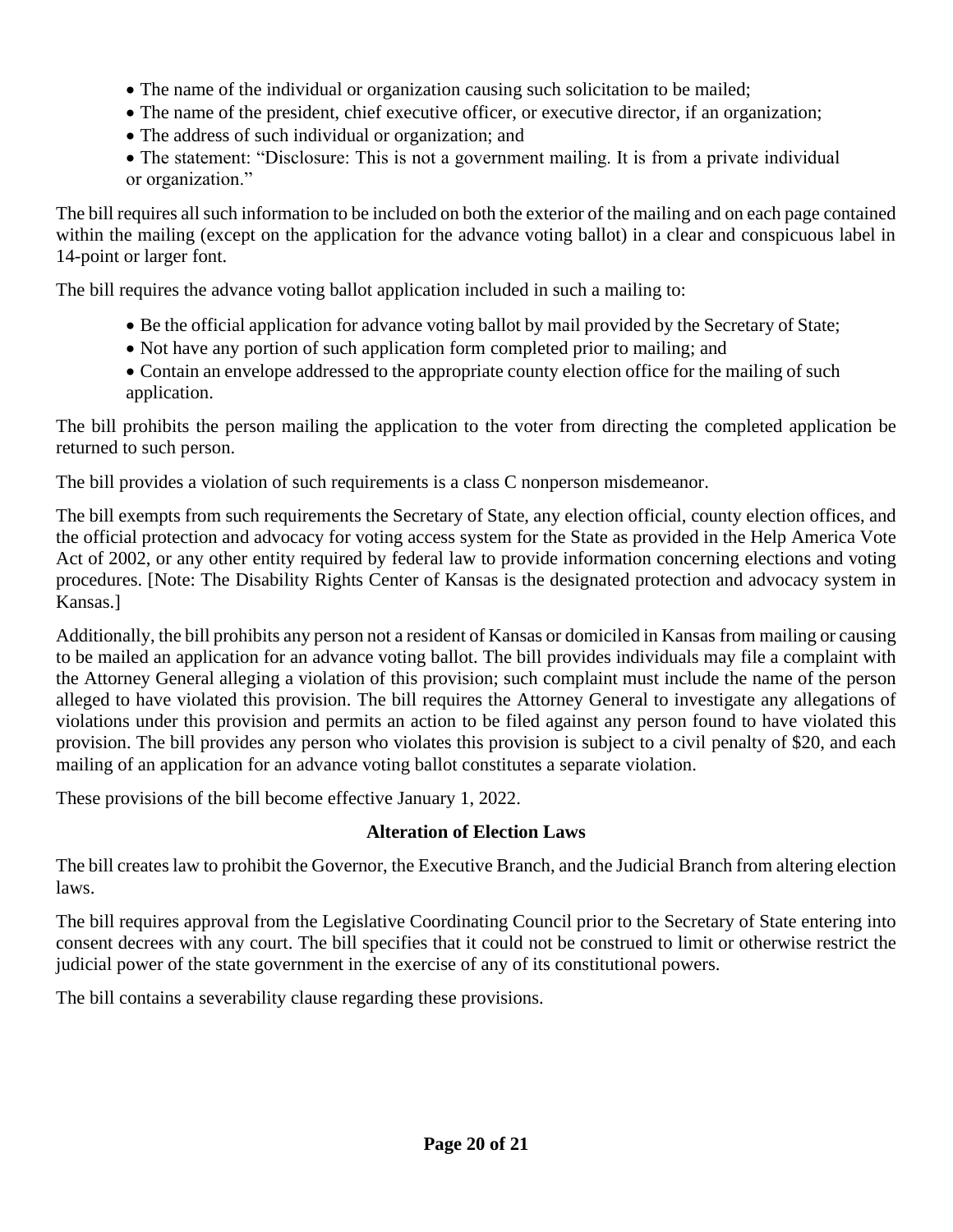- The name of the individual or organization causing such solicitation to be mailed;
- The name of the president, chief executive officer, or executive director, if an organization;
- The address of such individual or organization; and
- The statement: "Disclosure: This is not a government mailing. It is from a private individual or organization."

The bill requires all such information to be included on both the exterior of the mailing and on each page contained within the mailing (except on the application for the advance voting ballot) in a clear and conspicuous label in 14-point or larger font.

The bill requires the advance voting ballot application included in such a mailing to:

- Be the official application for advance voting ballot by mail provided by the Secretary of State;
- Not have any portion of such application form completed prior to mailing; and
- Contain an envelope addressed to the appropriate county election office for the mailing of such application.

The bill prohibits the person mailing the application to the voter from directing the completed application be returned to such person.

The bill provides a violation of such requirements is a class C nonperson misdemeanor.

The bill exempts from such requirements the Secretary of State, any election official, county election offices, and the official protection and advocacy for voting access system for the State as provided in the Help America Vote Act of 2002, or any other entity required by federal law to provide information concerning elections and voting procedures. [Note: The Disability Rights Center of Kansas is the designated protection and advocacy system in Kansas.]

Additionally, the bill prohibits any person not a resident of Kansas or domiciled in Kansas from mailing or causing to be mailed an application for an advance voting ballot. The bill provides individuals may file a complaint with the Attorney General alleging a violation of this provision; such complaint must include the name of the person alleged to have violated this provision. The bill requires the Attorney General to investigate any allegations of violations under this provision and permits an action to be filed against any person found to have violated this provision. The bill provides any person who violates this provision is subject to a civil penalty of $20, and each mailing of an application for an advance voting ballot constitutes a separate violation.

These provisions of the bill become effective January 1, 2022.

### Alteration of Election Laws

The bill creates law to prohibit the Governor, the Executive Branch, and the Judicial Branch from altering election laws.

The bill requires approval from the Legislative Coordinating Council prior to the Secretary of State entering into consent decrees with any court. The bill specifies that it could not be construed to limit or otherwise restrict the judicial power of the state government in the exercise of any of its constitutional powers.

The bill contains a severability clause regarding these provisions.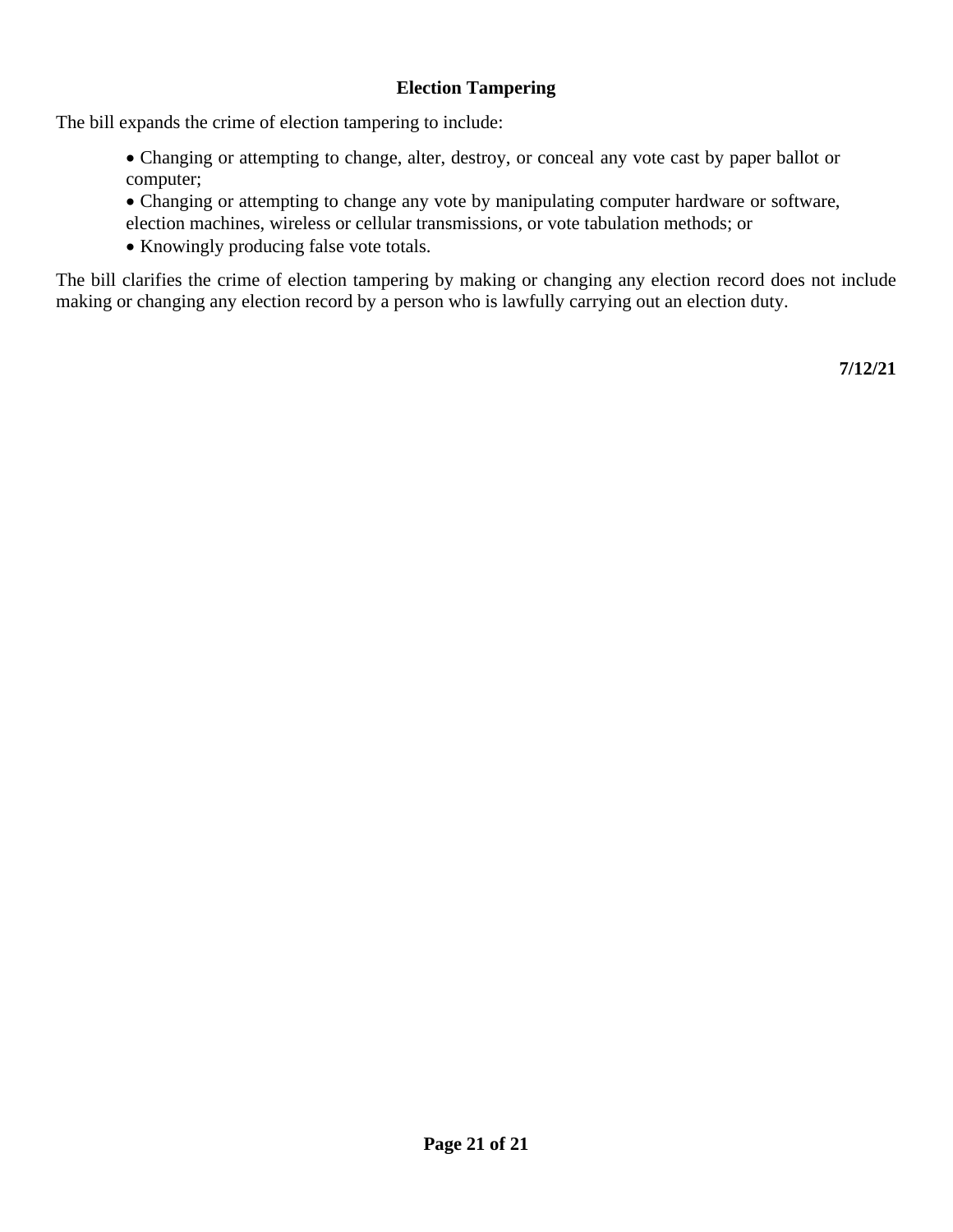### Election Tampering

The bill expands the crime of election tampering to include:

- Changing or attempting to change, alter, destroy, or conceal any vote cast by paper ballot or computer;
- Changing or attempting to change any vote by manipulating computer hardware or software, election machines, wireless or cellular transmissions, or vote tabulation methods; or
- Knowingly producing false vote totals.

The bill clarifies the crime of election tampering by making or changing any election record does not include making or changing any election record by a person who is lawfully carrying out an election duty.

**7/12/21**